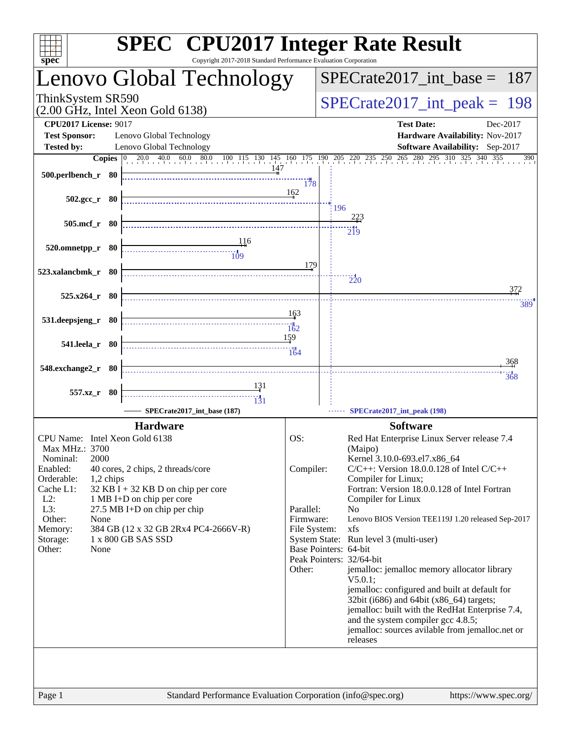# SPEC CPU2017 Integer Rate Result

Copyright 2017-2018 Standard Performance Evaluation Corporation

## Lenovo Global Technology

ThinkSystem SR590
(2.00 GHz, Intel Xeon Gold 6138)

SPECrate2017_int_base = 187

SPECrate2017_int_peak = 198

**CPU2017 License:** 9017
**Test Sponsor:** Lenovo Global Technology
**Tested by:** Lenovo Global Technology

**Test Date:** Dec-2017
**Hardware Availability:** Nov-2017
**Software Availability:** Sep-2017

| Benchmark | Copies | SPECrate2017_int_base (187) | SPECrate2017_int_peak (198) |
|---|---|---|---|
| 500.perlbench_r | 80 | 147 | 178 |
| 502.gcc_r | 80 | 162 | 196 |
| 505.mcf_r | 80 | 223 | 219 |
| 520.omnetpp_r | 80 | 116 | 109 |
| 523.xalancbmk_r | 80 | 179 | 220 |
| 525.x264_r | 80 | 372 | 389 |
| 531.deepsjeng_r | 80 | 163 | 162 |
| 541.leela_r | 80 | 159 | 164 |
| 548.exchange2_r | 80 | 368 | 368 |
| 557.xz_r | 80 | 131 | 131 |

## Hardware

| | |
|---|---|
| CPU Name: | Intel Xeon Gold 6138 |
| Max MHz.: | 3700 |
| Nominal: | 2000 |
| Enabled: | 40 cores, 2 chips, 2 threads/core |
| Orderable: | 1,2 chips |
| Cache L1: | 32 KB I + 32 KB D on chip per core |
| L2: | 1 MB I+D on chip per core |
| L3: | 27.5 MB I+D on chip per chip |
| Other: | None |
| Memory: | 384 GB (12 x 32 GB 2Rx4 PC4-2666V-R) |
| Storage: | 1 x 800 GB SAS SSD |
| Other: | None |

## Software

| | |
|---|---|
| OS: | Red Hat Enterprise Linux Server release 7.4 (Maipo) Kernel 3.10.0-693.el7.x86_64 |
| Compiler: | C/C++: Version 18.0.0.128 of Intel C/C++ Compiler for Linux; Fortran: Version 18.0.0.128 of Intel Fortran Compiler for Linux |
| Parallel: | No |
| Firmware: | Lenovo BIOS Version TEE119J 1.20 released Sep-2017 |
| File System: | xfs |
| System State: | Run level 3 (multi-user) |
| Base Pointers: | 64-bit |
| Peak Pointers: | 32/64-bit |
| Other: | jemalloc: jemalloc memory allocator library V5.0.1; jemalloc: configured and built at default for 32bit (i686) and 64bit (x86_64) targets; jemalloc: built with the RedHat Enterprise 7.4, and the system compiler gcc 4.8.5; jemalloc: sources avilable from jemalloc.net or releases |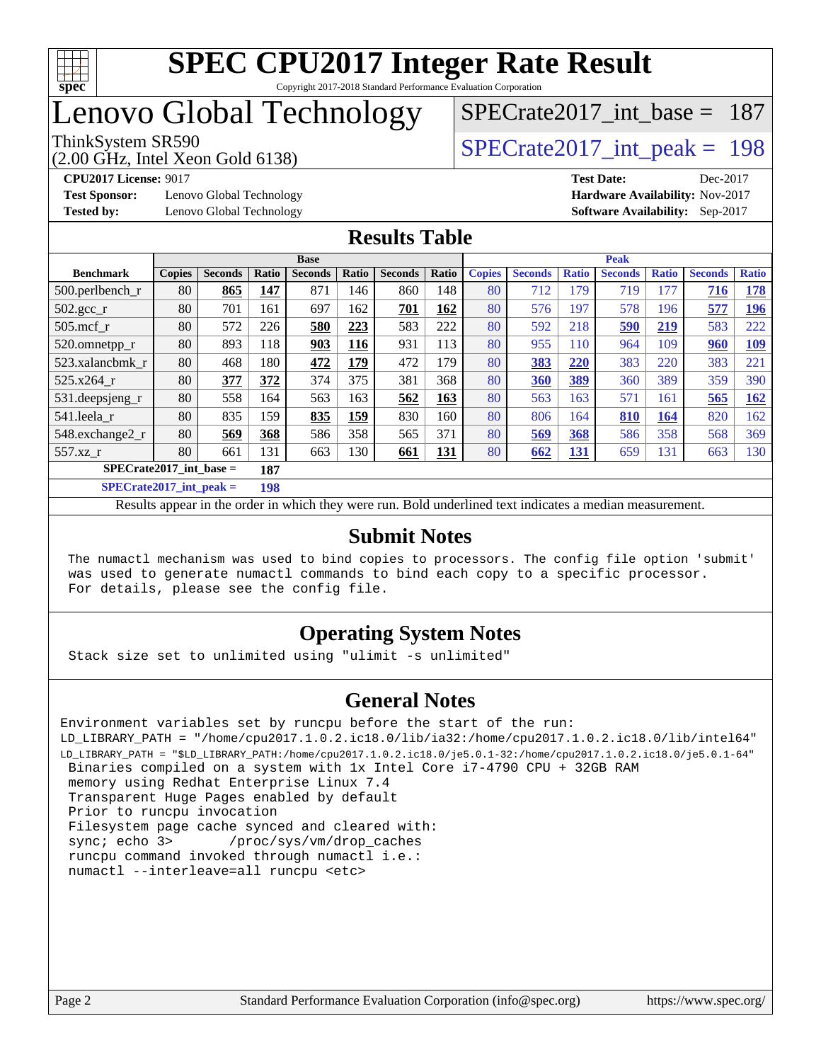# SPEC CPU2017 Integer Rate Result

Copyright 2017-2018 Standard Performance Evaluation Corporation

# Lenovo Global Technology

ThinkSystem SR590
(2.00 GHz, Intel Xeon Gold 6138)

SPECrate2017_int_base = 187

SPECrate2017_int_peak = 198

**CPU2017 License:** 9017
**Test Sponsor:** Lenovo Global Technology
**Tested by:** Lenovo Global Technology

**Test Date:** Dec-2017
**Hardware Availability:** Nov-2017
**Software Availability:** Sep-2017

## Results Table

| Benchmark | Base | | | | | | | Peak | | | | | | |
|---|---|---|---|---|---|---|---|---|---|---|---|---|---|---|
| | Copies | Seconds | Ratio | Seconds | Ratio | Seconds | Ratio | Copies | Seconds | Ratio | Seconds | Ratio | Seconds | Ratio |
| 500.perlbench_r | 80 | **865** | **147** | 871 | 146 | 860 | 148 | 80 | 712 | 179 | 719 | 177 | **716** | **178** |
| 502.gcc_r | 80 | 701 | 161 | 697 | 162 | **701** | **162** | 80 | 576 | 197 | 578 | 196 | **577** | **196** |
| 505.mcf_r | 80 | 572 | 226 | **580** | **223** | 583 | 222 | 80 | 592 | 218 | **590** | **219** | 583 | 222 |
| 520.omnetpp_r | 80 | 893 | 118 | **903** | **116** | 931 | 113 | 80 | 955 | 110 | 964 | 109 | **960** | **109** |
| 523.xalancbmk_r | 80 | 468 | 180 | **472** | **179** | 472 | 179 | 80 | **383** | **220** | 383 | 220 | 383 | 221 |
| 525.x264_r | 80 | **377** | **372** | 374 | 375 | 381 | 368 | 80 | **360** | **389** | 360 | 389 | 359 | 390 |
| 531.deepsjeng_r | 80 | 558 | 164 | 563 | 163 | **562** | **163** | 80 | 563 | 163 | 571 | 161 | **565** | **162** |
| 541.leela_r | 80 | 835 | 159 | **835** | **159** | 830 | 160 | 80 | 806 | 164 | **810** | **164** | 820 | 162 |
| 548.exchange2_r | 80 | **569** | **368** | 586 | 358 | 565 | 371 | 80 | **569** | **368** | 586 | 358 | 568 | 369 |
| 557.xz_r | 80 | 661 | 131 | 663 | 130 | **661** | **131** | 80 | **662** | **131** | 659 | 131 | 663 | 130 |

**SPECrate2017_int_base = 187**

**SPECrate2017_int_peak = 198**

Results appear in the order in which they were run. Bold underlined text indicates a median measurement.

## Submit Notes

```
The numactl mechanism was used to bind copies to processors. The config file option 'submit'
was used to generate numactl commands to bind each copy to a specific processor.
For details, please see the config file.
```

## Operating System Notes

```
Stack size set to unlimited using "ulimit -s unlimited"
```

## General Notes

```
Environment variables set by runcpu before the start of the run:
LD_LIBRARY_PATH = "/home/cpu2017.1.0.2.ic18.0/lib/ia32:/home/cpu2017.1.0.2.ic18.0/lib/intel64"
LD_LIBRARY_PATH = "$LD_LIBRARY_PATH:/home/cpu2017.1.0.2.ic18.0/je5.0.1-32:/home/cpu2017.1.0.2.ic18.0/je5.0.1-64"
 Binaries compiled on a system with 1x Intel Core i7-4790 CPU + 32GB RAM
 memory using Redhat Enterprise Linux 7.4
 Transparent Huge Pages enabled by default
 Prior to runcpu invocation
 Filesystem page cache synced and cleared with:
 sync; echo 3>       /proc/sys/vm/drop_caches
 runcpu command invoked through numactl i.e.:
 numactl --interleave=all runcpu <etc>
```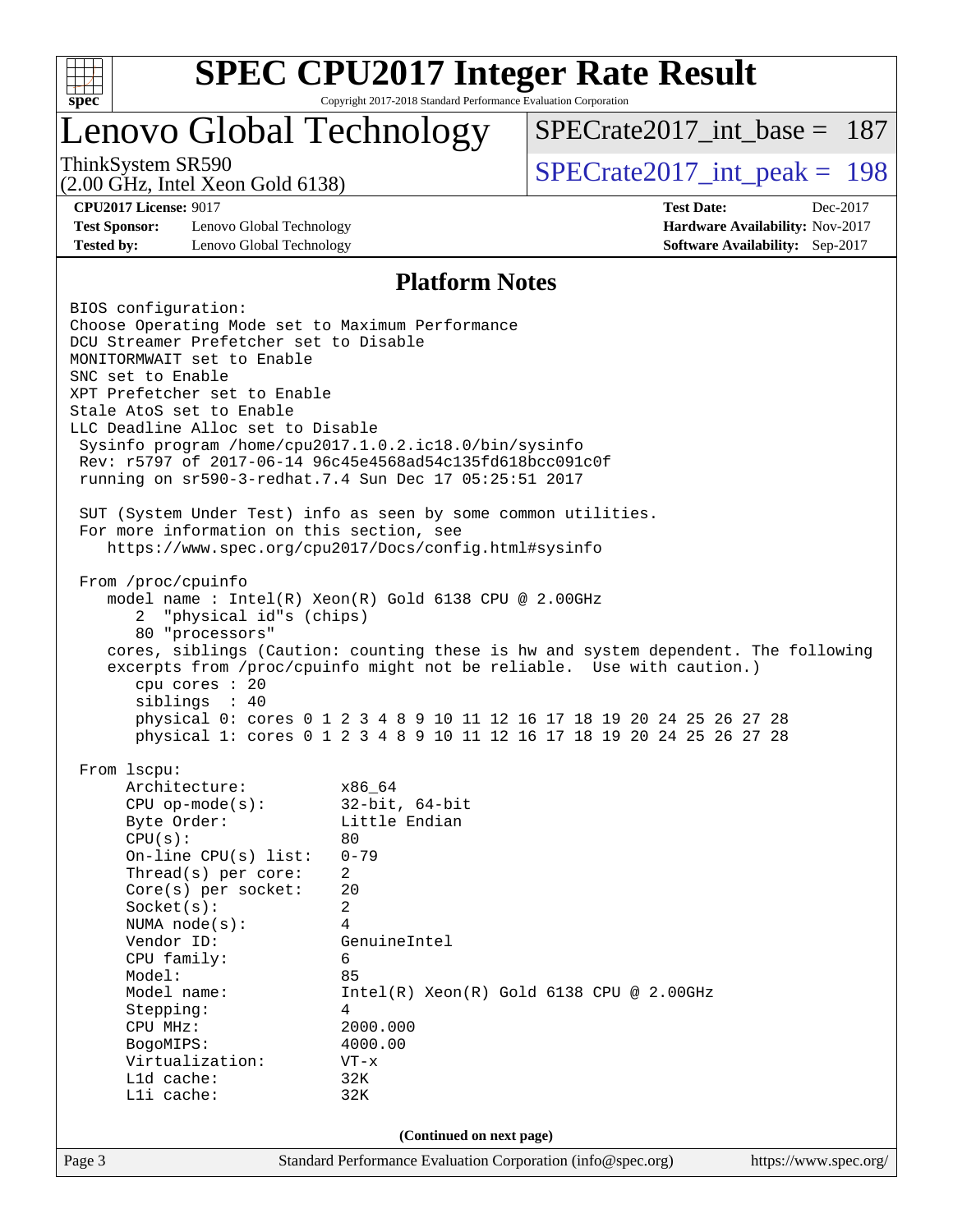# SPEC CPU2017 Integer Rate Result

Copyright 2017-2018 Standard Performance Evaluation Corporation

## Lenovo Global Technology

ThinkSystem SR590
(2.00 GHz, Intel Xeon Gold 6138)

SPECrate2017_int_base = 187

SPECrate2017_int_peak = 198

**CPU2017 License:** 9017
**Test Sponsor:** Lenovo Global Technology
**Tested by:** Lenovo Global Technology

**Test Date:** Dec-2017
**Hardware Availability:** Nov-2017
**Software Availability:** Sep-2017

### Platform Notes

```
BIOS configuration:
Choose Operating Mode set to Maximum Performance
DCU Streamer Prefetcher set to Disable
MONITORMWAIT set to Enable
SNC set to Enable
XPT Prefetcher set to Enable
Stale AtoS set to Enable
LLC Deadline Alloc set to Disable
 Sysinfo program /home/cpu2017.1.0.2.ic18.0/bin/sysinfo
 Rev: r5797 of 2017-06-14 96c45e4568ad54c135fd618bcc091c0f
 running on sr590-3-redhat.7.4 Sun Dec 17 05:25:51 2017

 SUT (System Under Test) info as seen by some common utilities.
 For more information on this section, see
    https://www.spec.org/cpu2017/Docs/config.html#sysinfo

 From /proc/cpuinfo
    model name : Intel(R) Xeon(R) Gold 6138 CPU @ 2.00GHz
       2  "physical id"s (chips)
       80 "processors"
    cores, siblings (Caution: counting these is hw and system dependent. The following
    excerpts from /proc/cpuinfo might not be reliable.  Use with caution.)
       cpu cores : 20
       siblings  : 40
       physical 0: cores 0 1 2 3 4 8 9 10 11 12 16 17 18 19 20 24 25 26 27 28
       physical 1: cores 0 1 2 3 4 8 9 10 11 12 16 17 18 19 20 24 25 26 27 28

 From lscpu:
      Architecture:          x86_64
      CPU op-mode(s):        32-bit, 64-bit
      Byte Order:            Little Endian
      CPU(s):                80
      On-line CPU(s) list:   0-79
      Thread(s) per core:    2
      Core(s) per socket:    20
      Socket(s):             2
      NUMA node(s):          4
      Vendor ID:             GenuineIntel
      CPU family:            6
      Model:                 85
      Model name:            Intel(R) Xeon(R) Gold 6138 CPU @ 2.00GHz
      Stepping:              4
      CPU MHz:               2000.000
      BogoMIPS:              4000.00
      Virtualization:        VT-x
      L1d cache:             32K
      L1i cache:             32K
```

(Continued on next page)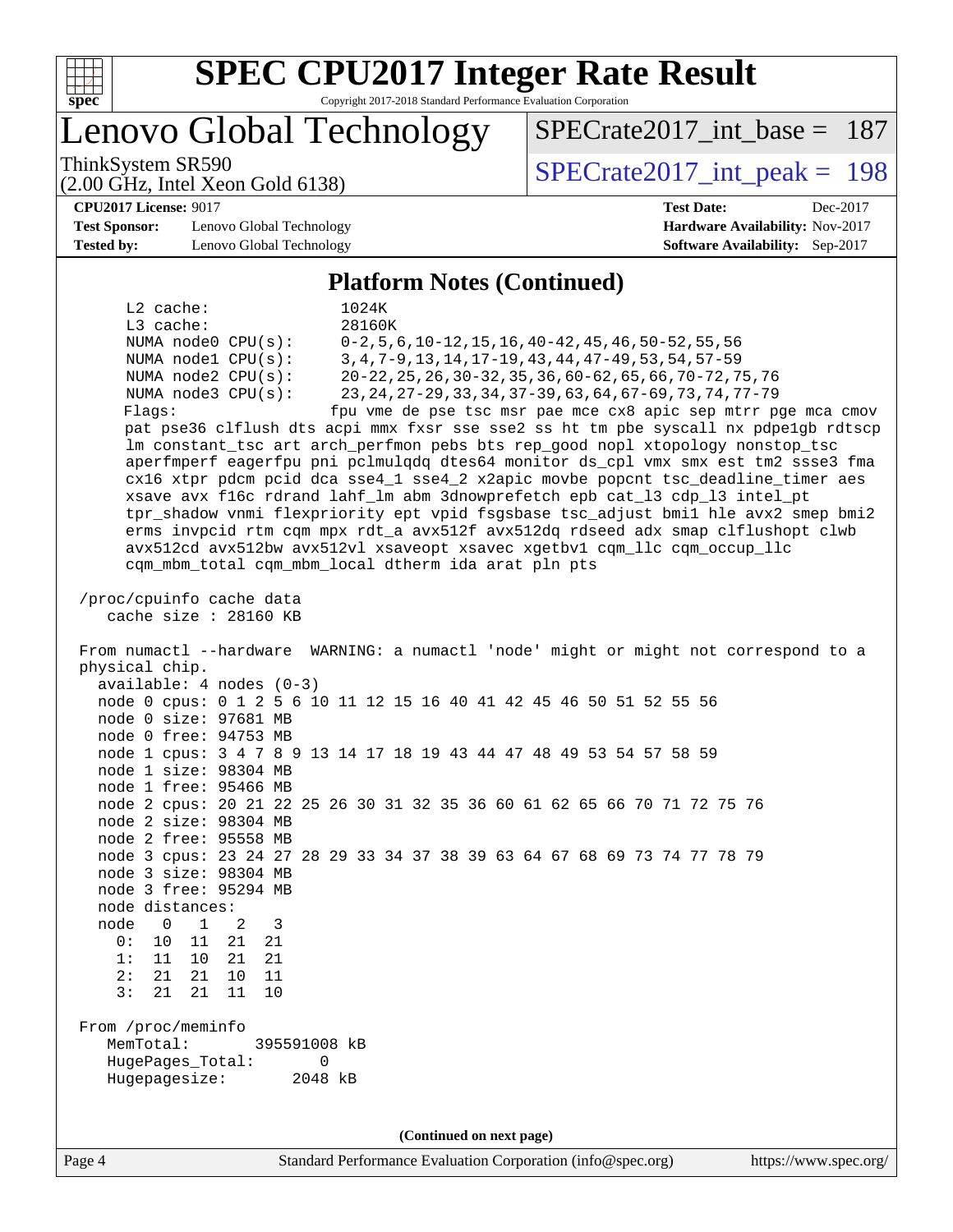# SPEC CPU2017 Integer Rate Result

Copyright 2017-2018 Standard Performance Evaluation Corporation

## Lenovo Global Technology

ThinkSystem SR590
(2.00 GHz, Intel Xeon Gold 6138)

SPECrate2017_int_base = 187

SPECrate2017_int_peak = 198

**CPU2017 License:** 9017
**Test Sponsor:** Lenovo Global Technology
**Tested by:** Lenovo Global Technology

**Test Date:** Dec-2017
**Hardware Availability:** Nov-2017
**Software Availability:** Sep-2017

### Platform Notes (Continued)

```
     L2 cache:              1024K
     L3 cache:              28160K
     NUMA node0 CPU(s):     0-2,5,6,10-12,15,16,40-42,45,46,50-52,55,56
     NUMA node1 CPU(s):     3,4,7-9,13,14,17-19,43,44,47-49,53,54,57-59
     NUMA node2 CPU(s):     20-22,25,26,30-32,35,36,60-62,65,66,70-72,75,76
     NUMA node3 CPU(s):     23,24,27-29,33,34,37-39,63,64,67-69,73,74,77-79
     Flags:                 fpu vme de pse tsc msr pae mce cx8 apic sep mtrr pge mca cmov
     pat pse36 clflush dts acpi mmx fxsr sse sse2 ss ht tm pbe syscall nx pdpe1gb rdtscp
     lm constant_tsc art arch_perfmon pebs bts rep_good nopl xtopology nonstop_tsc
     aperfmperf eagerfpu pni pclmulqdq dtes64 monitor ds_cpl vmx smx est tm2 ssse3 fma
     cx16 xtpr pdcm pcid dca sse4_1 sse4_2 x2apic movbe popcnt tsc_deadline_timer aes
     xsave avx f16c rdrand lahf_lm abm 3dnowprefetch epb cat_l3 cdp_l3 intel_pt
     tpr_shadow vnmi flexpriority ept vpid fsgsbase tsc_adjust bmi1 hle avx2 smep bmi2
     erms invpcid rtm cqm mpx rdt_a avx512f avx512dq rdseed adx smap clflushopt clwb
     avx512cd avx512bw avx512vl xsaveopt xsavec xgetbv1 cqm_llc cqm_occup_llc
     cqm_mbm_total cqm_mbm_local dtherm ida arat pln pts

 /proc/cpuinfo cache data
    cache size : 28160 KB

 From numactl --hardware  WARNING: a numactl 'node' might or might not correspond to a
 physical chip.
   available: 4 nodes (0-3)
   node 0 cpus: 0 1 2 5 6 10 11 12 15 16 40 41 42 45 46 50 51 52 55 56
   node 0 size: 97681 MB
   node 0 free: 94753 MB
   node 1 cpus: 3 4 7 8 9 13 14 17 18 19 43 44 47 48 49 53 54 57 58 59
   node 1 size: 98304 MB
   node 1 free: 95466 MB
   node 2 cpus: 20 21 22 25 26 30 31 32 35 36 60 61 62 65 66 70 71 72 75 76
   node 2 size: 98304 MB
   node 2 free: 95558 MB
   node 3 cpus: 23 24 27 28 29 33 34 37 38 39 63 64 67 68 69 73 74 77 78 79
   node 3 size: 98304 MB
   node 3 free: 95294 MB
   node distances:
   node   0   1   2   3
     0:  10  11  21  21
     1:  11  10  21  21
     2:  21  21  10  11
     3:  21  21  11  10

 From /proc/meminfo
    MemTotal:       395591008 kB
    HugePages_Total:       0
    Hugepagesize:       2048 kB
```

(Continued on next page)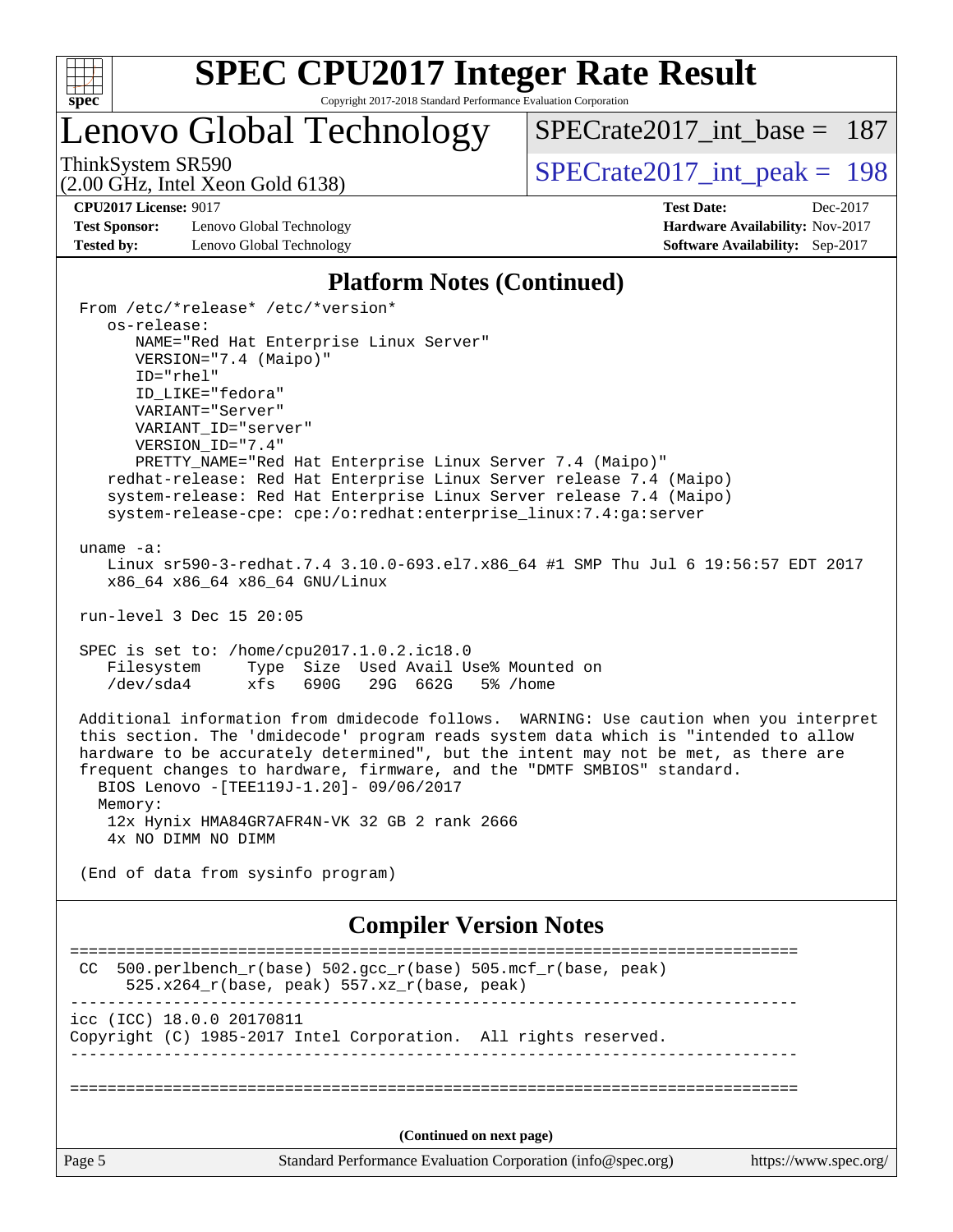# SPEC CPU2017 Integer Rate Result

Copyright 2017-2018 Standard Performance Evaluation Corporation

## Lenovo Global Technology

ThinkSystem SR590
(2.00 GHz, Intel Xeon Gold 6138)

SPECrate2017_int_base = 187

SPECrate2017_int_peak = 198

**CPU2017 License:** 9017
**Test Sponsor:** Lenovo Global Technology
**Tested by:** Lenovo Global Technology

**Test Date:** Dec-2017
**Hardware Availability:** Nov-2017
**Software Availability:** Sep-2017

### Platform Notes (Continued)

```
From /etc/*release* /etc/*version*
   os-release:
      NAME="Red Hat Enterprise Linux Server"
      VERSION="7.4 (Maipo)"
      ID="rhel"
      ID_LIKE="fedora"
      VARIANT="Server"
      VARIANT_ID="server"
      VERSION_ID="7.4"
      PRETTY_NAME="Red Hat Enterprise Linux Server 7.4 (Maipo)"
   redhat-release: Red Hat Enterprise Linux Server release 7.4 (Maipo)
   system-release: Red Hat Enterprise Linux Server release 7.4 (Maipo)
   system-release-cpe: cpe:/o:redhat:enterprise_linux:7.4:ga:server

uname -a:
   Linux sr590-3-redhat.7.4 3.10.0-693.el7.x86_64 #1 SMP Thu Jul 6 19:56:57 EDT 2017
   x86_64 x86_64 x86_64 GNU/Linux

run-level 3 Dec 15 20:05

SPEC is set to: /home/cpu2017.1.0.2.ic18.0
   Filesystem     Type  Size  Used Avail Use% Mounted on
   /dev/sda4      xfs   690G   29G  662G   5% /home

Additional information from dmidecode follows.  WARNING: Use caution when you interpret
this section. The 'dmidecode' program reads system data which is "intended to allow
hardware to be accurately determined", but the intent may not be met, as there are
frequent changes to hardware, firmware, and the "DMTF SMBIOS" standard.
  BIOS Lenovo -[TEE119J-1.20]- 09/06/2017
  Memory:
   12x Hynix HMA84GR7AFR4N-VK 32 GB 2 rank 2666
   4x NO DIMM NO DIMM

(End of data from sysinfo program)
```

### Compiler Version Notes

```
==============================================================================
 CC  500.perlbench_r(base) 502.gcc_r(base) 505.mcf_r(base, peak)
      525.x264_r(base, peak) 557.xz_r(base, peak)
------------------------------------------------------------------------------
icc (ICC) 18.0.0 20170811
Copyright (C) 1985-2017 Intel Corporation.  All rights reserved.
------------------------------------------------------------------------------

==============================================================================
```

(Continued on next page)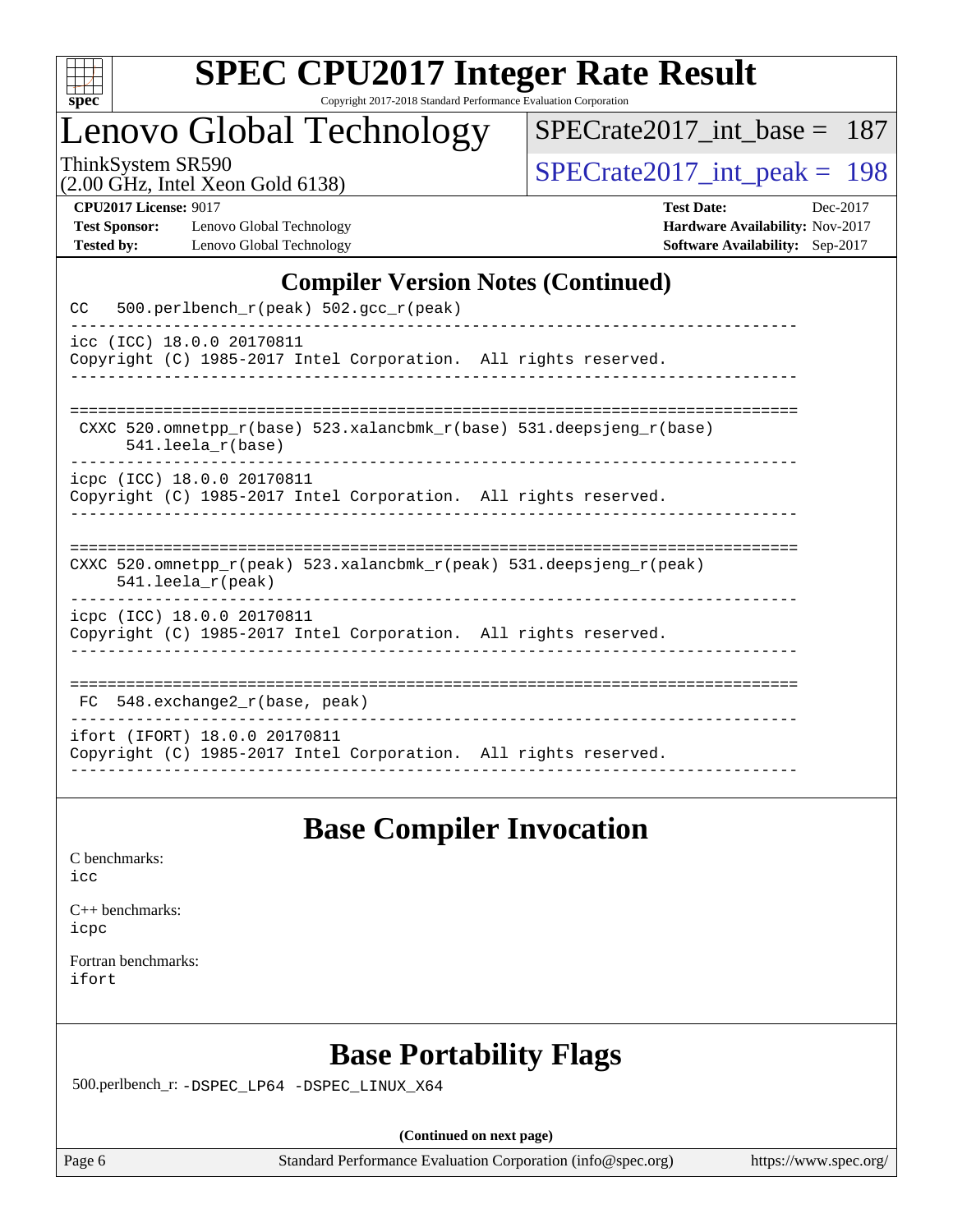# Compiler Version Notes (Continued)

```
CC   500.perlbench_r(peak) 502.gcc_r(peak)
------------------------------------------------------------------------------
icc (ICC) 18.0.0 20170811
Copyright (C) 1985-2017 Intel Corporation.  All rights reserved.
------------------------------------------------------------------------------

==============================================================================
 CXXC 520.omnetpp_r(base) 523.xalancbmk_r(base) 531.deepsjeng_r(base)
      541.leela_r(base)
------------------------------------------------------------------------------
icpc (ICC) 18.0.0 20170811
Copyright (C) 1985-2017 Intel Corporation.  All rights reserved.
------------------------------------------------------------------------------

==============================================================================
CXXC 520.omnetpp_r(peak) 523.xalancbmk_r(peak) 531.deepsjeng_r(peak)
     541.leela_r(peak)
------------------------------------------------------------------------------
icpc (ICC) 18.0.0 20170811
Copyright (C) 1985-2017 Intel Corporation.  All rights reserved.
------------------------------------------------------------------------------

==============================================================================
 FC  548.exchange2_r(base, peak)
------------------------------------------------------------------------------
ifort (IFORT) 18.0.0 20170811
Copyright (C) 1985-2017 Intel Corporation.  All rights reserved.
------------------------------------------------------------------------------
```

# Base Compiler Invocation

C benchmarks:
icc

C++ benchmarks:
icpc

Fortran benchmarks:
ifort

# Base Portability Flags

500.perlbench_r: -DSPEC_LP64 -DSPEC_LINUX_X64

**(Continued on next page)**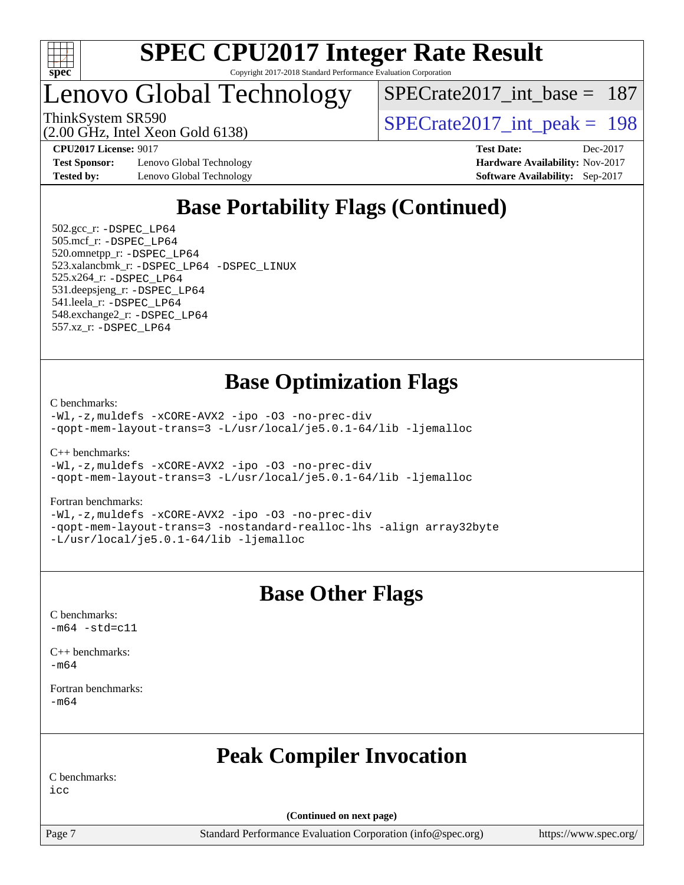## Base Portability Flags (Continued)

502.gcc_r: -DSPEC_LP64
505.mcf_r: -DSPEC_LP64
520.omnetpp_r: -DSPEC_LP64
523.xalancbmk_r: -DSPEC_LP64 -DSPEC_LINUX
525.x264_r: -DSPEC_LP64
531.deepsjeng_r: -DSPEC_LP64
541.leela_r: -DSPEC_LP64
548.exchange2_r: -DSPEC_LP64
557.xz_r: -DSPEC_LP64

## Base Optimization Flags

C benchmarks:

```
-Wl,-z,muldefs -xCORE-AVX2 -ipo -O3 -no-prec-div
-qopt-mem-layout-trans=3 -L/usr/local/je5.0.1-64/lib -ljemalloc
```

C++ benchmarks:

```
-Wl,-z,muldefs -xCORE-AVX2 -ipo -O3 -no-prec-div
-qopt-mem-layout-trans=3 -L/usr/local/je5.0.1-64/lib -ljemalloc
```

Fortran benchmarks:

```
-Wl,-z,muldefs -xCORE-AVX2 -ipo -O3 -no-prec-div
-qopt-mem-layout-trans=3 -nostandard-realloc-lhs -align array32byte
-L/usr/local/je5.0.1-64/lib -ljemalloc
```

## Base Other Flags

C benchmarks:

```
-m64 -std=c11
```

C++ benchmarks:

```
-m64
```

Fortran benchmarks:

```
-m64
```

## Peak Compiler Invocation

C benchmarks:

```
icc
```

**(Continued on next page)**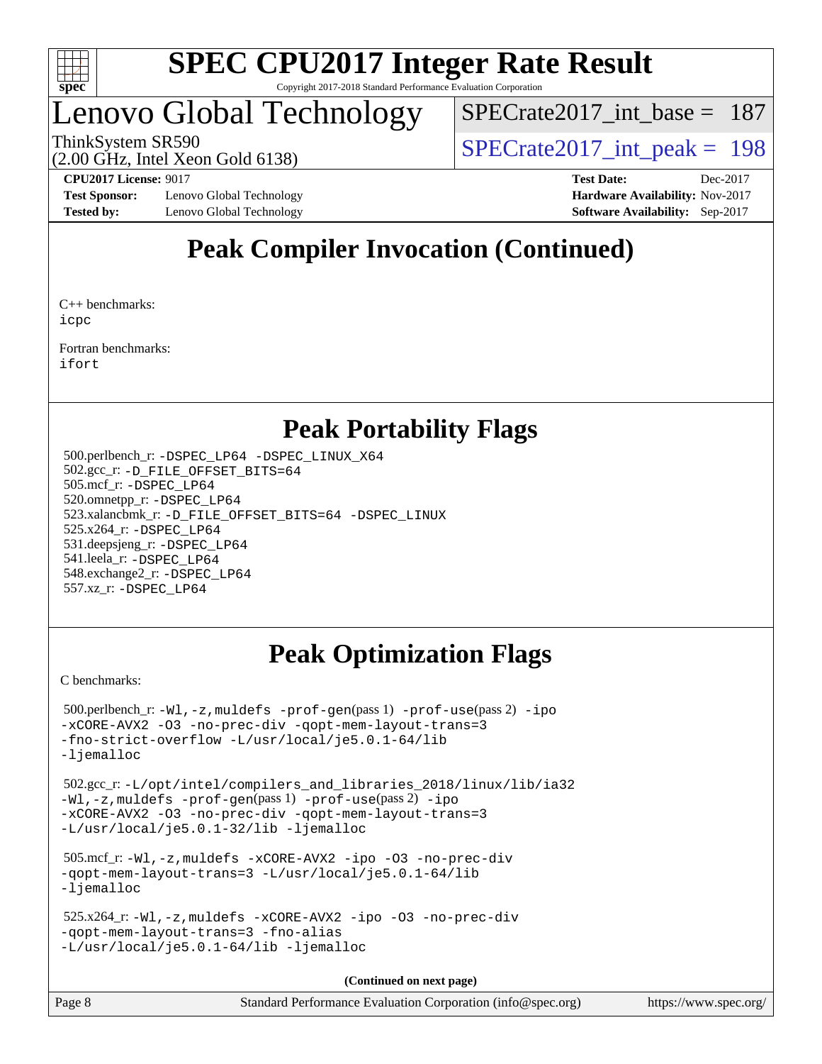# Lenovo Global Technology

ThinkSystem SR590
(2.00 GHz, Intel Xeon Gold 6138)

SPECrate2017_int_base = 187

SPECrate2017_int_peak = 198

**CPU2017 License:** 9017
**Test Sponsor:** Lenovo Global Technology
**Tested by:** Lenovo Global Technology

**Test Date:** Dec-2017
**Hardware Availability:** Nov-2017
**Software Availability:** Sep-2017

## Peak Compiler Invocation (Continued)

C++ benchmarks:
icpc

Fortran benchmarks:
ifort

## Peak Portability Flags

500.perlbench_r: -DSPEC_LP64 -DSPEC_LINUX_X64
502.gcc_r: -D_FILE_OFFSET_BITS=64
505.mcf_r: -DSPEC_LP64
520.omnetpp_r: -DSPEC_LP64
523.xalancbmk_r: -D_FILE_OFFSET_BITS=64 -DSPEC_LINUX
525.x264_r: -DSPEC_LP64
531.deepsjeng_r: -DSPEC_LP64
541.leela_r: -DSPEC_LP64
548.exchange2_r: -DSPEC_LP64
557.xz_r: -DSPEC_LP64

## Peak Optimization Flags

C benchmarks:

500.perlbench_r: -Wl,-z,muldefs -prof-gen(pass 1) -prof-use(pass 2) -ipo -xCORE-AVX2 -O3 -no-prec-div -qopt-mem-layout-trans=3 -fno-strict-overflow -L/usr/local/je5.0.1-64/lib -ljemalloc

502.gcc_r: -L/opt/intel/compilers_and_libraries_2018/linux/lib/ia32 -Wl,-z,muldefs -prof-gen(pass 1) -prof-use(pass 2) -ipo -xCORE-AVX2 -O3 -no-prec-div -qopt-mem-layout-trans=3 -L/usr/local/je5.0.1-32/lib -ljemalloc

505.mcf_r: -Wl,-z,muldefs -xCORE-AVX2 -ipo -O3 -no-prec-div -qopt-mem-layout-trans=3 -L/usr/local/je5.0.1-64/lib -ljemalloc

525.x264_r: -Wl,-z,muldefs -xCORE-AVX2 -ipo -O3 -no-prec-div -qopt-mem-layout-trans=3 -fno-alias -L/usr/local/je5.0.1-64/lib -ljemalloc

**(Continued on next page)**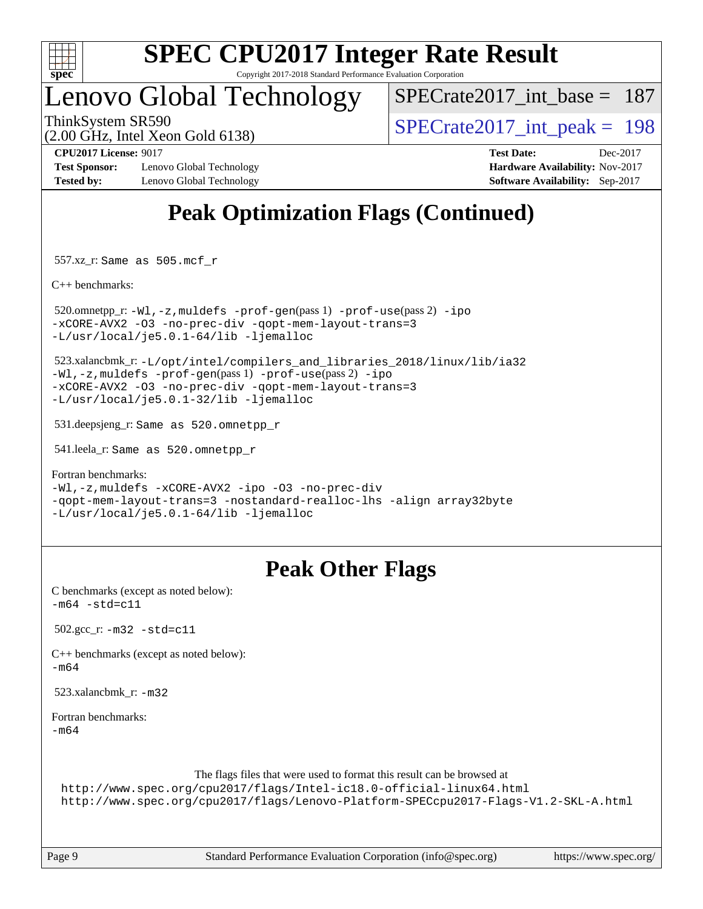## Peak Optimization Flags (Continued)

557.xz_r: Same as 505.mcf_r

C++ benchmarks:

520.omnetpp_r: -Wl,-z,muldefs -prof-gen(pass 1) -prof-use(pass 2) -ipo -xCORE-AVX2 -O3 -no-prec-div -qopt-mem-layout-trans=3 -L/usr/local/je5.0.1-64/lib -ljemalloc

523.xalancbmk_r: -L/opt/intel/compilers_and_libraries_2018/linux/lib/ia32 -Wl,-z,muldefs -prof-gen(pass 1) -prof-use(pass 2) -ipo -xCORE-AVX2 -O3 -no-prec-div -qopt-mem-layout-trans=3 -L/usr/local/je5.0.1-32/lib -ljemalloc

531.deepsjeng_r: Same as 520.omnetpp_r

541.leela_r: Same as 520.omnetpp_r

Fortran benchmarks:
-Wl,-z,muldefs -xCORE-AVX2 -ipo -O3 -no-prec-div -qopt-mem-layout-trans=3 -nostandard-realloc-lhs -align array32byte -L/usr/local/je5.0.1-64/lib -ljemalloc

## Peak Other Flags

C benchmarks (except as noted below):
-m64 -std=c11

502.gcc_r: -m32 -std=c11

C++ benchmarks (except as noted below):
-m64

523.xalancbmk_r: -m32

Fortran benchmarks:
-m64

The flags files that were used to format this result can be browsed at
http://www.spec.org/cpu2017/flags/Intel-ic18.0-official-linux64.html
http://www.spec.org/cpu2017/flags/Lenovo-Platform-SPECcpu2017-Flags-V1.2-SKL-A.html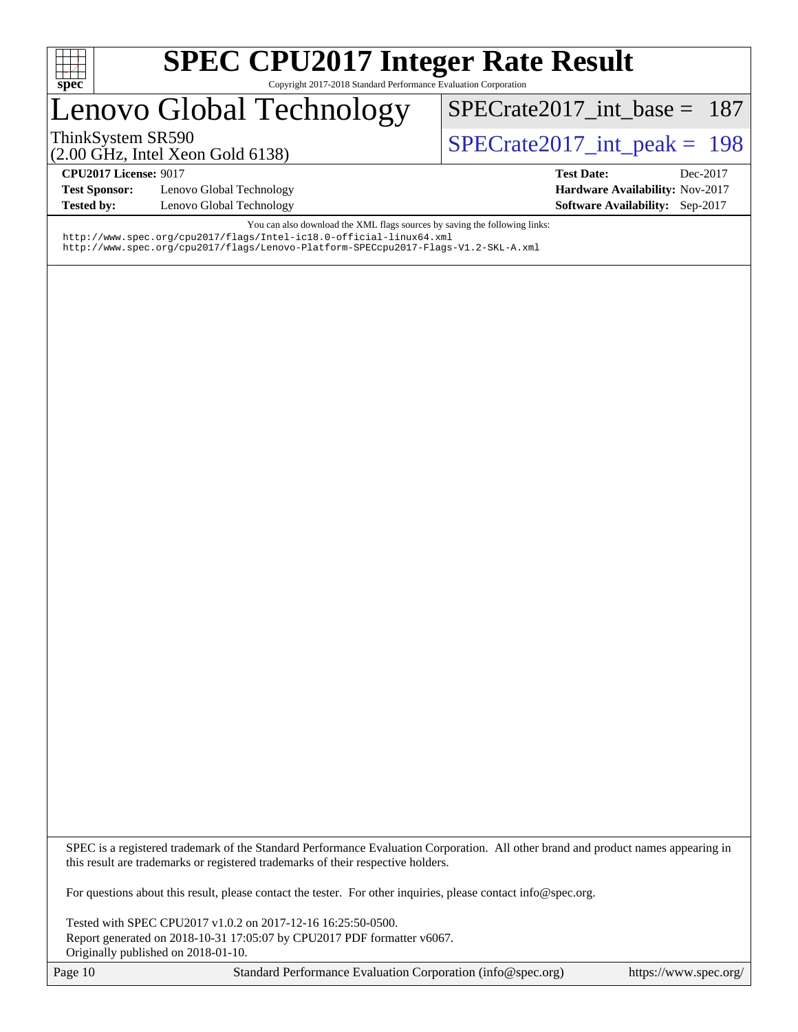You can also download the XML flags sources by saving the following links:

http://www.spec.org/cpu2017/flags/Intel-ic18.0-official-linux64.xml
http://www.spec.org/cpu2017/flags/Lenovo-Platform-SPECcpu2017-Flags-V1.2-SKL-A.xml

SPEC is a registered trademark of the Standard Performance Evaluation Corporation. All other brand and product names appearing in this result are trademarks or registered trademarks of their respective holders.

For questions about this result, please contact the tester. For other inquiries, please contact info@spec.org.

Tested with SPEC CPU2017 v1.0.2 on 2017-12-16 16:25:50-0500.
Report generated on 2018-10-31 17:05:07 by CPU2017 PDF formatter v6067.
Originally published on 2018-01-10.